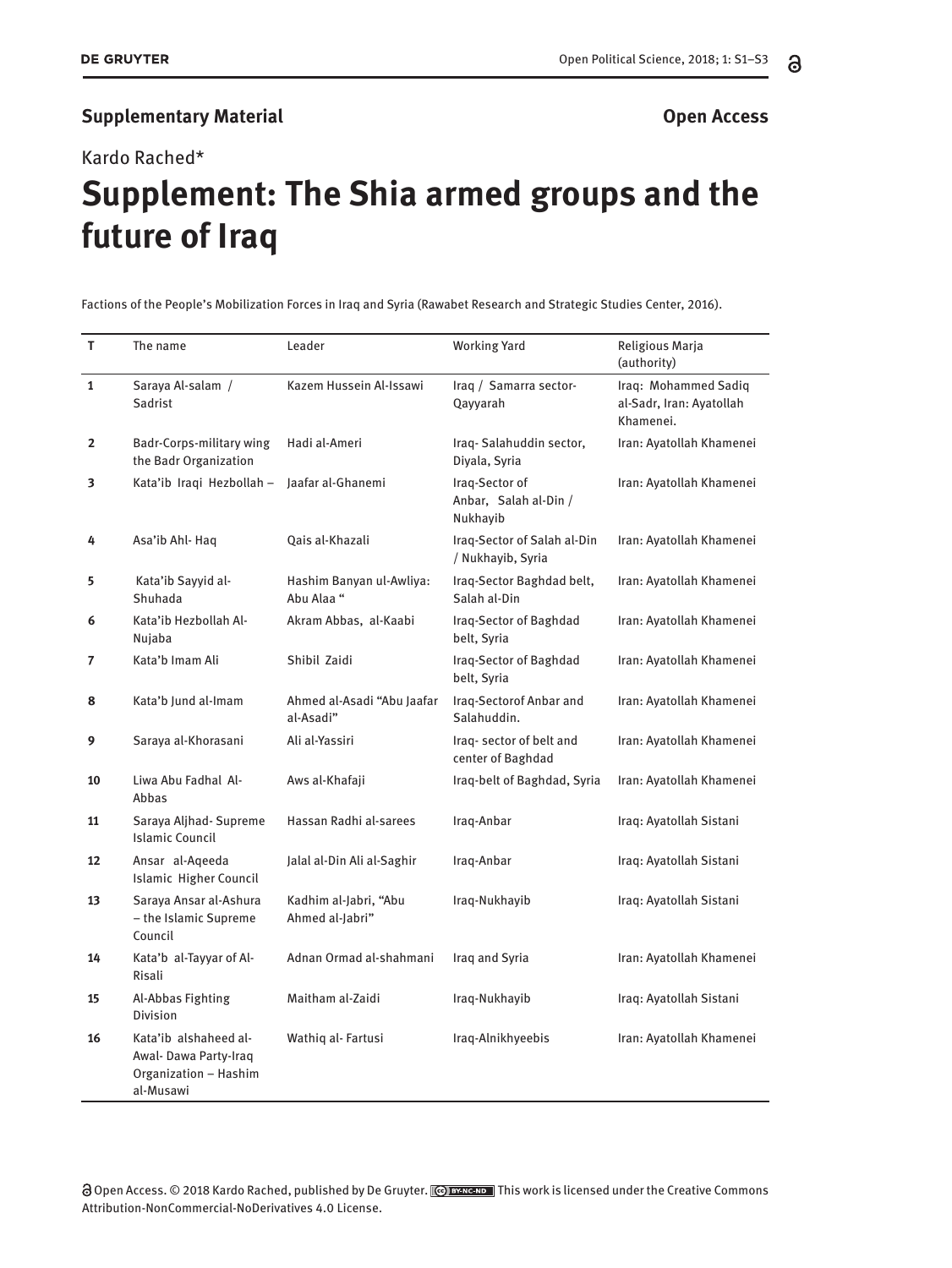**Supplementary Material** **Open Access**

Kardo Rached*

# Supplement: The Shia armed groups and the future of Iraq

Factions of the People's Mobilization Forces in Iraq and Syria (Rawabet Research and Strategic Studies Center, 2016).

| T | The name | Leader | Working Yard | Religious Marja (authority) |
|---|---|---|---|---|
| 1 | Saraya Al-salam / Sadrist | Kazem Hussein Al-Issawi | Iraq / Samarra sector-Qayyarah | Iraq: Mohammed Sadiq al-Sadr, Iran: Ayatollah Khamenei. |
| 2 | Badr-Corps-military wing the Badr Organization | Hadi al-Ameri | Iraq- Salahuddin sector, Diyala, Syria | Iran: Ayatollah Khamenei |
| 3 | Kata'ib Iraqi Hezbollah – | Jaafar al-Ghanemi | Iraq-Sector of Anbar, Salah al-Din / Nukhayib | Iran: Ayatollah Khamenei |
| 4 | Asa'ib Ahl- Haq | Qais al-Khazali | Iraq-Sector of Salah al-Din / Nukhayib, Syria | Iran: Ayatollah Khamenei |
| 5 | Kata'ib Sayyid al-Shuhada | Hashim Banyan ul-Awliya: Abu Alaa " | Iraq-Sector Baghdad belt, Salah al-Din | Iran: Ayatollah Khamenei |
| 6 | Kata'ib Hezbollah Al-Nujaba | Akram Abbas, al-Kaabi | Iraq-Sector of Baghdad belt, Syria | Iran: Ayatollah Khamenei |
| 7 | Kata'b Imam Ali | Shibil Zaidi | Iraq-Sector of Baghdad belt, Syria | Iran: Ayatollah Khamenei |
| 8 | Kata'b Jund al-Imam | Ahmed al-Asadi "Abu Jaafar al-Asadi" | Iraq-Sectorof Anbar and Salahuddin. | Iran: Ayatollah Khamenei |
| 9 | Saraya al-Khorasani | Ali al-Yassiri | Iraq- sector of belt and center of Baghdad | Iran: Ayatollah Khamenei |
| 10 | Liwa Abu Fadhal Al-Abbas | Aws al-Khafaji | Iraq-belt of Baghdad, Syria | Iran: Ayatollah Khamenei |
| 11 | Saraya Aljhad- Supreme Islamic Council | Hassan Radhi al-sarees | Iraq-Anbar | Iraq: Ayatollah Sistani |
| 12 | Ansar al-Aqeeda Islamic Higher Council | Jalal al-Din Ali al-Saghir | Iraq-Anbar | Iraq: Ayatollah Sistani |
| 13 | Saraya Ansar al-Ashura – the Islamic Supreme Council | Kadhim al-Jabri, "Abu Ahmed al-Jabri" | Iraq-Nukhayib | Iraq: Ayatollah Sistani |
| 14 | Kata'b al-Tayyar of Al-Risali | Adnan Ormad al-shahmani | Iraq and Syria | Iran: Ayatollah Khamenei |
| 15 | Al-Abbas Fighting Division | Maitham al-Zaidi | Iraq-Nukhayib | Iraq: Ayatollah Sistani |
| 16 | Kata'ib alshaheed al-Awal- Dawa Party-Iraq Organization – Hashim al-Musawi | Wathiq al- Fartusi | Iraq-Alnikhyeebis | Iran: Ayatollah Khamenei |

Open Access. © 2018 Kardo Rached, published by De Gruyter. This work is licensed under the Creative Commons Attribution-NonCommercial-NoDerivatives 4.0 License.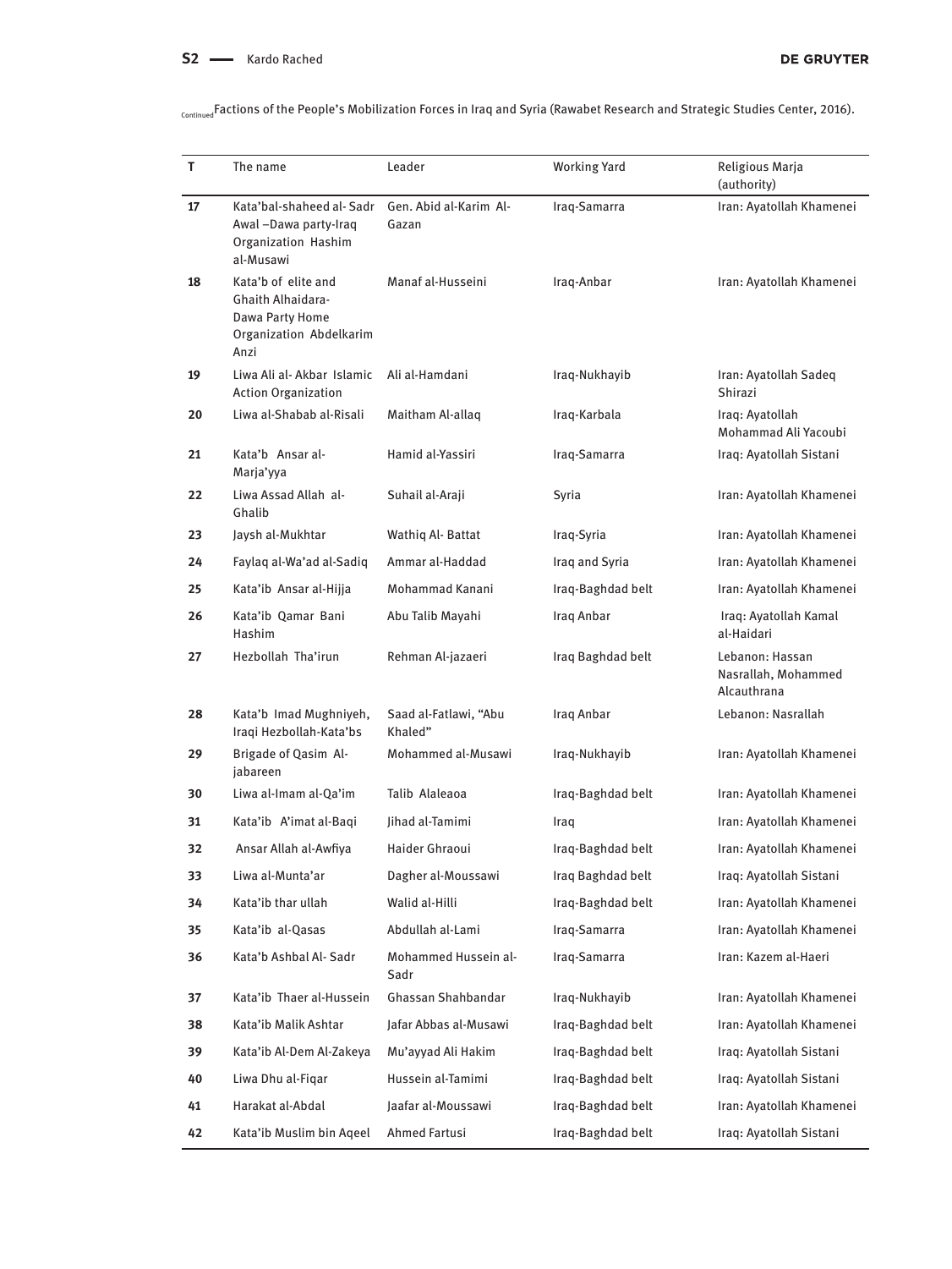ContinuedFactions of the People's Mobilization Forces in Iraq and Syria (Rawabet Research and Strategic Studies Center, 2016).

| T | The name | Leader | Working Yard | Religious Marja (authority) |
|---|---|---|---|---|
| 17 | Kata'bal-shaheed al- Sadr Awal –Dawa party-Iraq Organization Hashim al-Musawi | Gen. Abid al-Karim Al-Gazan | Iraq-Samarra | Iran: Ayatollah Khamenei |
| 18 | Kata'b of elite and Ghaith Alhaidara- Dawa Party Home Organization Abdelkarim Anzi | Manaf al-Husseini | Iraq-Anbar | Iran: Ayatollah Khamenei |
| 19 | Liwa Ali al- Akbar Islamic Action Organization | Ali al-Hamdani | Iraq-Nukhayib | Iran: Ayatollah Sadeq Shirazi |
| 20 | Liwa al-Shabab al-Risali | Maitham Al-allaq | Iraq-Karbala | Iraq: Ayatollah Mohammad Ali Yacoubi |
| 21 | Kata'b Ansar al-Marja'yya | Hamid al-Yassiri | Iraq-Samarra | Iraq: Ayatollah Sistani |
| 22 | Liwa Assad Allah al-Ghalib | Suhail al-Araji | Syria | Iran: Ayatollah Khamenei |
| 23 | Jaysh al-Mukhtar | Wathiq Al- Battat | Iraq-Syria | Iran: Ayatollah Khamenei |
| 24 | Faylaq al-Wa'ad al-Sadiq | Ammar al-Haddad | Iraq and Syria | Iran: Ayatollah Khamenei |
| 25 | Kata'ib Ansar al-Hijja | Mohammad Kanani | Iraq-Baghdad belt | Iran: Ayatollah Khamenei |
| 26 | Kata'ib Qamar Bani Hashim | Abu Talib Mayahi | Iraq Anbar | Iraq: Ayatollah Kamal al-Haidari |
| 27 | Hezbollah Tha'irun | Rehman Al-jazaeri | Iraq Baghdad belt | Lebanon: Hassan Nasrallah, Mohammed Alcauthrana |
| 28 | Kata'b Imad Mughniyeh, Iraqi Hezbollah-Kata'bs | Saad al-Fatlawi, "Abu Khaled" | Iraq Anbar | Lebanon: Nasrallah |
| 29 | Brigade of Qasim Al-jabareen | Mohammed al-Musawi | Iraq-Nukhayib | Iran: Ayatollah Khamenei |
| 30 | Liwa al-Imam al-Qa'im | Talib Alaleaoa | Iraq-Baghdad belt | Iran: Ayatollah Khamenei |
| 31 | Kata'ib A'imat al-Baqi | Jihad al-Tamimi | Iraq | Iran: Ayatollah Khamenei |
| 32 | Ansar Allah al-Awfiya | Haider Ghraoui | Iraq-Baghdad belt | Iran: Ayatollah Khamenei |
| 33 | Liwa al-Munta'ar | Dagher al-Moussawi | Iraq Baghdad belt | Iraq: Ayatollah Sistani |
| 34 | Kata'ib thar ullah | Walid al-Hilli | Iraq-Baghdad belt | Iran: Ayatollah Khamenei |
| 35 | Kata'ib al-Qasas | Abdullah al-Lami | Iraq-Samarra | Iran: Ayatollah Khamenei |
| 36 | Kata'b Ashbal Al- Sadr | Mohammed Hussein al-Sadr | Iraq-Samarra | Iran: Kazem al-Haeri |
| 37 | Kata'ib Thaer al-Hussein | Ghassan Shahbandar | Iraq-Nukhayib | Iran: Ayatollah Khamenei |
| 38 | Kata'ib Malik Ashtar | Jafar Abbas al-Musawi | Iraq-Baghdad belt | Iran: Ayatollah Khamenei |
| 39 | Kata'ib Al-Dem Al-Zakeya | Mu'ayyad Ali Hakim | Iraq-Baghdad belt | Iraq: Ayatollah Sistani |
| 40 | Liwa Dhu al-Fiqar | Hussein al-Tamimi | Iraq-Baghdad belt | Iraq: Ayatollah Sistani |
| 41 | Harakat al-Abdal | Jaafar al-Moussawi | Iraq-Baghdad belt | Iran: Ayatollah Khamenei |
| 42 | Kata'ib Muslim bin Aqeel | Ahmed Fartusi | Iraq-Baghdad belt | Iraq: Ayatollah Sistani |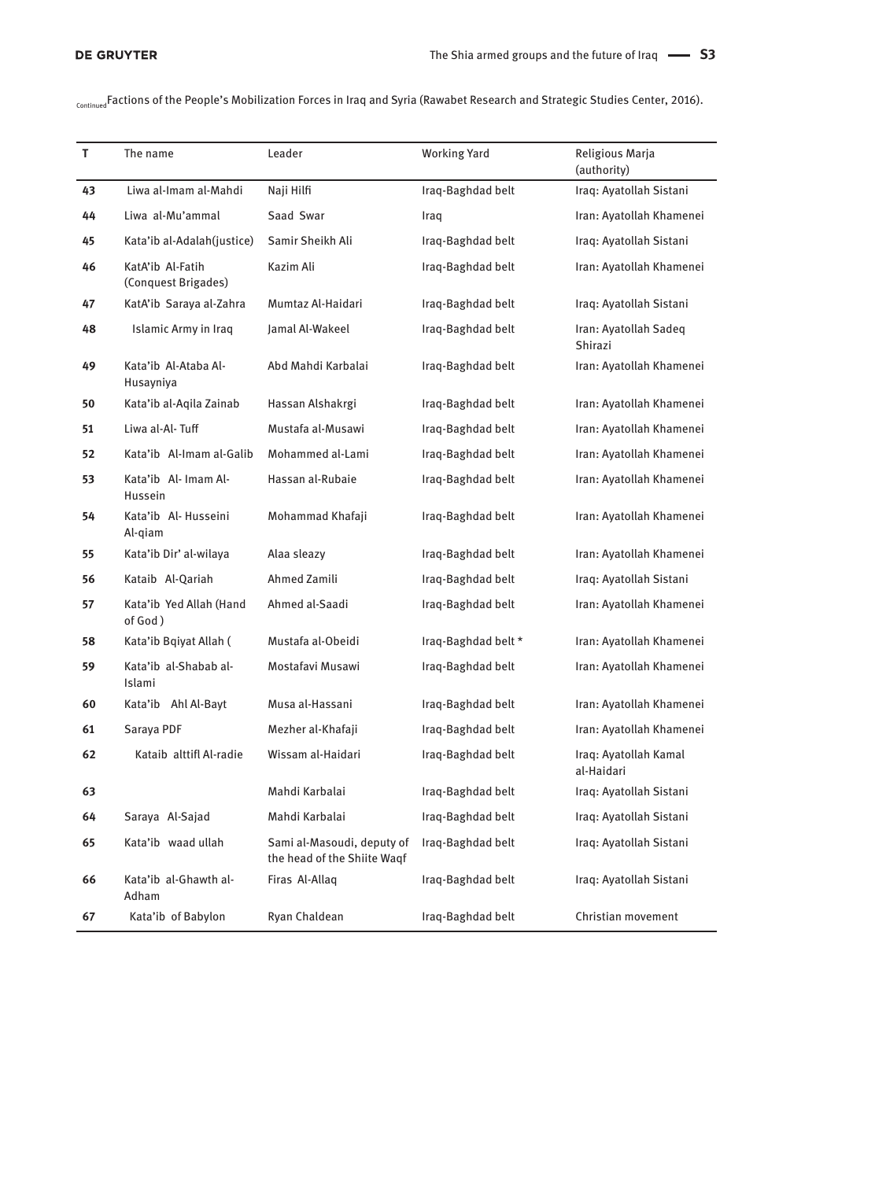ContinuedFactions of the People's Mobilization Forces in Iraq and Syria (Rawabet Research and Strategic Studies Center, 2016).

| T | The name | Leader | Working Yard | Religious Marja (authority) |
|---|---|---|---|---|
| 43 | Liwa al-Imam al-Mahdi | Naji Hilfi | Iraq-Baghdad belt | Iraq: Ayatollah Sistani |
| 44 | Liwa al-Mu'ammal | Saad Swar | Iraq | Iran: Ayatollah Khamenei |
| 45 | Kata'ib al-Adalah(justice) | Samir Sheikh Ali | Iraq-Baghdad belt | Iraq: Ayatollah Sistani |
| 46 | KatA'ib Al-Fatih (Conquest Brigades) | Kazim Ali | Iraq-Baghdad belt | Iran: Ayatollah Khamenei |
| 47 | KatA'ib Saraya al-Zahra | Mumtaz Al-Haidari | Iraq-Baghdad belt | Iraq: Ayatollah Sistani |
| 48 | Islamic Army in Iraq | Jamal Al-Wakeel | Iraq-Baghdad belt | Iran: Ayatollah Sadeq Shirazi |
| 49 | Kata'ib Al-Ataba Al-Husayniya | Abd Mahdi Karbalai | Iraq-Baghdad belt | Iran: Ayatollah Khamenei |
| 50 | Kata'ib al-Aqila Zainab | Hassan Alshakrgi | Iraq-Baghdad belt | Iran: Ayatollah Khamenei |
| 51 | Liwa al-Al- Tuff | Mustafa al-Musawi | Iraq-Baghdad belt | Iran: Ayatollah Khamenei |
| 52 | Kata'ib Al-Imam al-Galib | Mohammed al-Lami | Iraq-Baghdad belt | Iran: Ayatollah Khamenei |
| 53 | Kata'ib Al- Imam Al-Hussein | Hassan al-Rubaie | Iraq-Baghdad belt | Iran: Ayatollah Khamenei |
| 54 | Kata'ib Al- Husseini Al-qiam | Mohammad Khafaji | Iraq-Baghdad belt | Iran: Ayatollah Khamenei |
| 55 | Kata'ib Dir' al-wilaya | Alaa sleazy | Iraq-Baghdad belt | Iran: Ayatollah Khamenei |
| 56 | Kataib Al-Qariah | Ahmed Zamili | Iraq-Baghdad belt | Iraq: Ayatollah Sistani |
| 57 | Kata'ib Yed Allah (Hand of God ) | Ahmed al-Saadi | Iraq-Baghdad belt | Iran: Ayatollah Khamenei |
| 58 | Kata'ib Bqiyat Allah ( | Mustafa al-Obeidi | Iraq-Baghdad belt * | Iran: Ayatollah Khamenei |
| 59 | Kata'ib al-Shabab al-Islami | Mostafavi Musawi | Iraq-Baghdad belt | Iran: Ayatollah Khamenei |
| 60 | Kata'ib Ahl Al-Bayt | Musa al-Hassani | Iraq-Baghdad belt | Iran: Ayatollah Khamenei |
| 61 | Saraya PDF | Mezher al-Khafaji | Iraq-Baghdad belt | Iran: Ayatollah Khamenei |
| 62 | Kataib alttifl Al-radie | Wissam al-Haidari | Iraq-Baghdad belt | Iraq: Ayatollah Kamal al-Haidari |
| 63 | | Mahdi Karbalai | Iraq-Baghdad belt | Iraq: Ayatollah Sistani |
| 64 | Saraya Al-Sajad | Mahdi Karbalai | Iraq-Baghdad belt | Iraq: Ayatollah Sistani |
| 65 | Kata'ib waad ullah | Sami al-Masoudi, deputy of the head of the Shiite Waqf | Iraq-Baghdad belt | Iraq: Ayatollah Sistani |
| 66 | Kata'ib al-Ghawth al-Adham | Firas Al-Allaq | Iraq-Baghdad belt | Iraq: Ayatollah Sistani |
| 67 | Kata'ib of Babylon | Ryan Chaldean | Iraq-Baghdad belt | Christian movement |